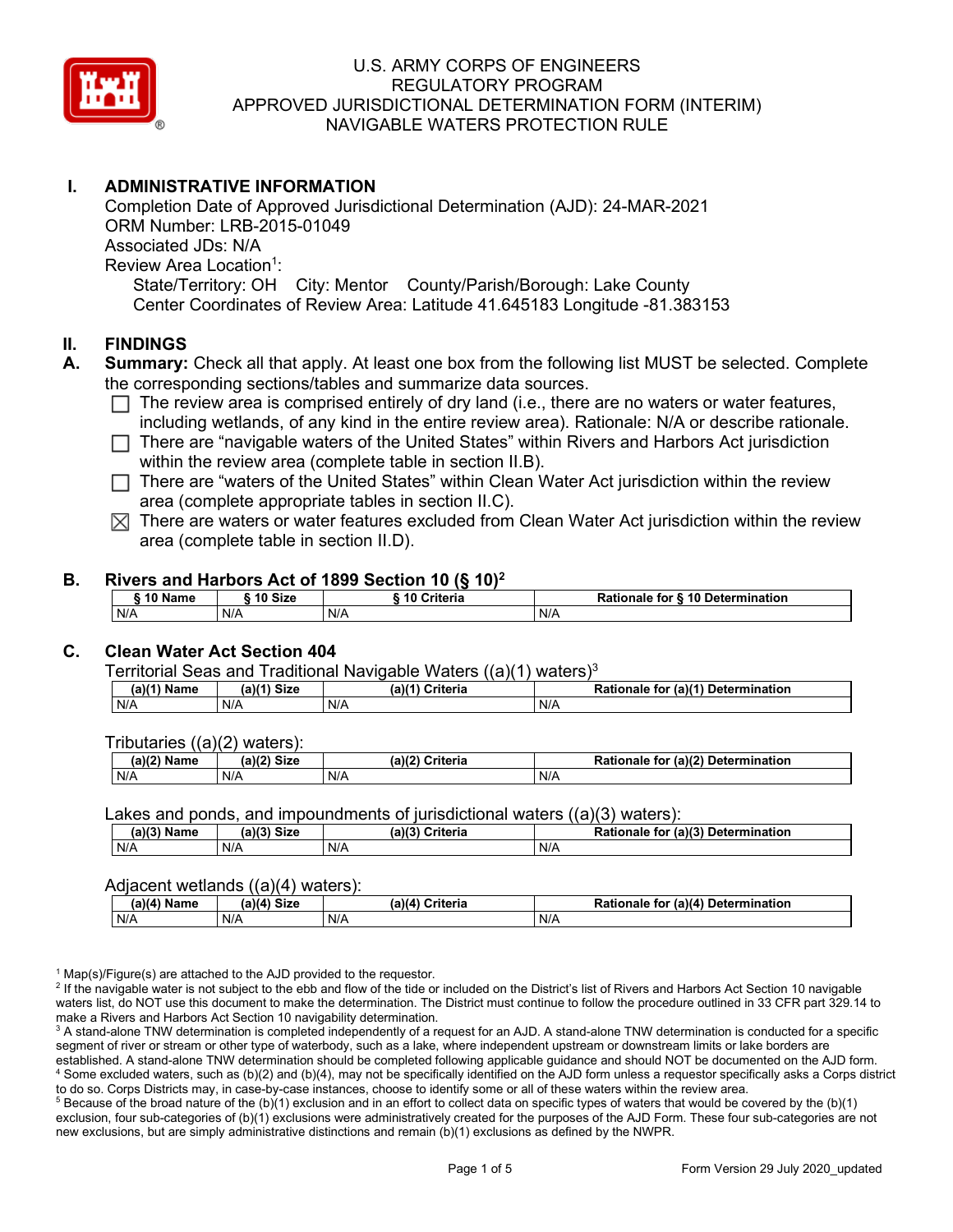# U.S. ARMY CORPS OF ENGINEERS
# REGULATORY PROGRAM
# APPROVED JURISDICTIONAL DETERMINATION FORM (INTERIM)
# NAVIGABLE WATERS PROTECTION RULE

## I. ADMINISTRATIVE INFORMATION

Completion Date of Approved Jurisdictional Determination (AJD): 24-MAR-2021
ORM Number: LRB-2015-01049
Associated JDs: N/A
Review Area Location[1]:
State/Territory: OH City: Mentor County/Parish/Borough: Lake County
Center Coordinates of Review Area: Latitude 41.645183 Longitude -81.383153

## II. FINDINGS

**A. Summary:** Check all that apply. At least one box from the following list MUST be selected. Complete the corresponding sections/tables and summarize data sources.

- ☐ The review area is comprised entirely of dry land (i.e., there are no waters or water features, including wetlands, of any kind in the entire review area). Rationale: N/A or describe rationale.
- ☐ There are "navigable waters of the United States" within Rivers and Harbors Act jurisdiction within the review area (complete table in section II.B).
- ☐ There are "waters of the United States" within Clean Water Act jurisdiction within the review area (complete appropriate tables in section II.C).
- ☒ There are waters or water features excluded from Clean Water Act jurisdiction within the review area (complete table in section II.D).

**B. Rivers and Harbors Act of 1899 Section 10 (§ 10)[2]**

| § 10 Name | § 10 Size | § 10 Criteria | Rationale for § 10 Determination |
|---|---|---|---|
| N/A | N/A | N/A | N/A |

**C. Clean Water Act Section 404**

Territorial Seas and Traditional Navigable Waters ((a)(1) waters)[3]

| (a)(1) Name | (a)(1) Size | (a)(1) Criteria | Rationale for (a)(1) Determination |
|---|---|---|---|
| N/A | N/A | N/A | N/A |

Tributaries ((a)(2) waters):

| (a)(2) Name | (a)(2) Size | (a)(2) Criteria | Rationale for (a)(2) Determination |
|---|---|---|---|
| N/A | N/A | N/A | N/A |

Lakes and ponds, and impoundments of jurisdictional waters ((a)(3) waters):

| (a)(3) Name | (a)(3) Size | (a)(3) Criteria | Rationale for (a)(3) Determination |
|---|---|---|---|
| N/A | N/A | N/A | N/A |

Adjacent wetlands ((a)(4) waters):

| (a)(4) Name | (a)(4) Size | (a)(4) Criteria | Rationale for (a)(4) Determination |
|---|---|---|---|
| N/A | N/A | N/A | N/A |

[1] Map(s)/Figure(s) are attached to the AJD provided to the requestor.
[2] If the navigable water is not subject to the ebb and flow of the tide or included on the District's list of Rivers and Harbors Act Section 10 navigable waters list, do NOT use this document to make the determination. The District must continue to follow the procedure outlined in 33 CFR part 329.14 to make a Rivers and Harbors Act Section 10 navigability determination.
[3] A stand-alone TNW determination is completed independently of a request for an AJD. A stand-alone TNW determination is conducted for a specific segment of river or stream or other type of waterbody, such as a lake, where independent upstream or downstream limits or lake borders are established. A stand-alone TNW determination should be completed following applicable guidance and should NOT be documented on the AJD form.
[4] Some excluded waters, such as (b)(2) and (b)(4), may not be specifically identified on the AJD form unless a requestor specifically asks a Corps district to do so. Corps Districts may, in case-by-case instances, choose to identify some or all of these waters within the review area.
[5] Because of the broad nature of the (b)(1) exclusion and in an effort to collect data on specific types of waters that would be covered by the (b)(1) exclusion, four sub-categories of (b)(1) exclusions were administratively created for the purposes of the AJD Form. These four sub-categories are not new exclusions, but are simply administrative distinctions and remain (b)(1) exclusions as defined by the NWPR.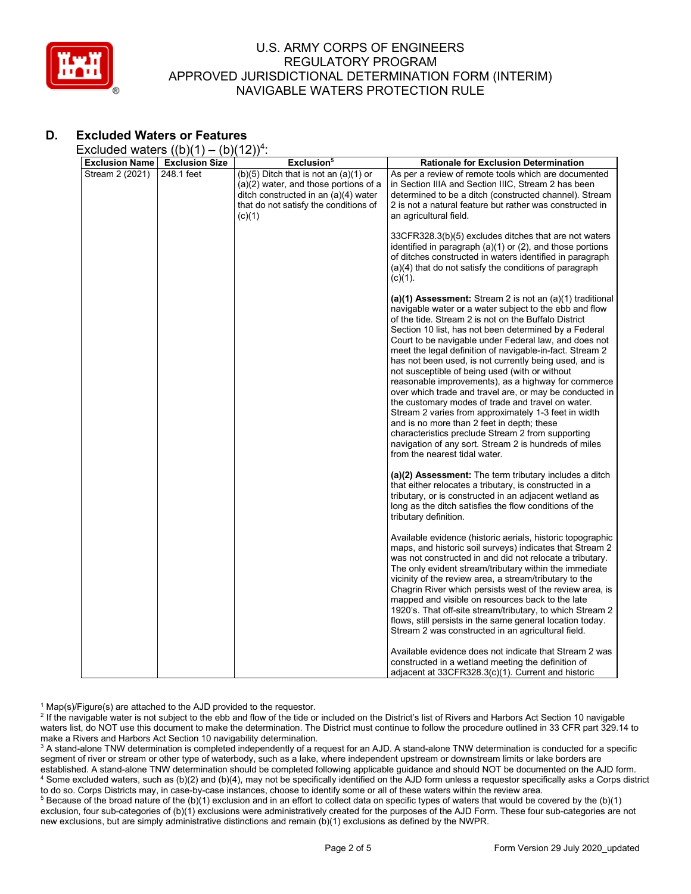## D. Excluded Waters or Features

Excluded waters ((b)(1) – (b)(12))[4]:

| Exclusion Name | Exclusion Size | Exclusion[5] | Rationale for Exclusion Determination |
|---|---|---|---|
| Stream 2 (2021) | 248.1 feet | (b)(5) Ditch that is not an (a)(1) or (a)(2) water, and those portions of a ditch constructed in an (a)(4) water that do not satisfy the conditions of (c)(1) | As per a review of remote tools which are documented in Section IIIA and Section IIIC, Stream 2 has been determined to be a ditch (constructed channel). Stream 2 is not a natural feature but rather was constructed in an agricultural field.<br><br>33CFR328.3(b)(5) excludes ditches that are not waters identified in paragraph (a)(1) or (2), and those portions of ditches constructed in waters identified in paragraph (a)(4) that do not satisfy the conditions of paragraph (c)(1).<br><br>**(a)(1) Assessment:** Stream 2 is not an (a)(1) traditional navigable water or a water subject to the ebb and flow of the tide. Stream 2 is not on the Buffalo District Section 10 list, has not been determined by a Federal Court to be navigable under Federal law, and does not meet the legal definition of navigable-in-fact. Stream 2 has not been used, is not currently being used, and is not susceptible of being used (with or without reasonable improvements), as a highway for commerce over which trade and travel are, or may be conducted in the customary modes of trade and travel on water. Stream 2 varies from approximately 1-3 feet in width and is no more than 2 feet in depth; these characteristics preclude Stream 2 from supporting navigation of any sort. Stream 2 is hundreds of miles from the nearest tidal water.<br><br>**(a)(2) Assessment:** The term tributary includes a ditch that either relocates a tributary, is constructed in a tributary, or is constructed in an adjacent wetland as long as the ditch satisfies the flow conditions of the tributary definition.<br><br>Available evidence (historic aerials, historic topographic maps, and historic soil surveys) indicates that Stream 2 was not constructed in and did not relocate a tributary. The only evident stream/tributary within the immediate vicinity of the review area, a stream/tributary to the Chagrin River which persists west of the review area, is mapped and visible on resources back to the late 1920's. That off-site stream/tributary, to which Stream 2 flows, still persists in the same general location today. Stream 2 was constructed in an agricultural field.<br><br>Available evidence does not indicate that Stream 2 was constructed in a wetland meeting the definition of adjacent at 33CFR328.3(c)(1). Current and historic |

[1] Map(s)/Figure(s) are attached to the AJD provided to the requestor.

[2] If the navigable water is not subject to the ebb and flow of the tide or included on the District's list of Rivers and Harbors Act Section 10 navigable waters list, do NOT use this document to make the determination. The District must continue to follow the procedure outlined in 33 CFR part 329.14 to make a Rivers and Harbors Act Section 10 navigability determination.

[3] A stand-alone TNW determination is completed independently of a request for an AJD. A stand-alone TNW determination is conducted for a specific segment of river or stream or other type of waterbody, such as a lake, where independent upstream or downstream limits or lake borders are established. A stand-alone TNW determination should be completed following applicable guidance and should NOT be documented on the AJD form.

[4] Some excluded waters, such as (b)(2) and (b)(4), may not be specifically identified on the AJD form unless a requestor specifically asks a Corps district to do so. Corps Districts may, in case-by-case instances, choose to identify some or all of these waters within the review area.

[5] Because of the broad nature of the (b)(1) exclusion and in an effort to collect data on specific types of waters that would be covered by the (b)(1) exclusion, four sub-categories of (b)(1) exclusions were administratively created for the purposes of the AJD Form. These four sub-categories are not new exclusions, but are simply administrative distinctions and remain (b)(1) exclusions as defined by the NWPR.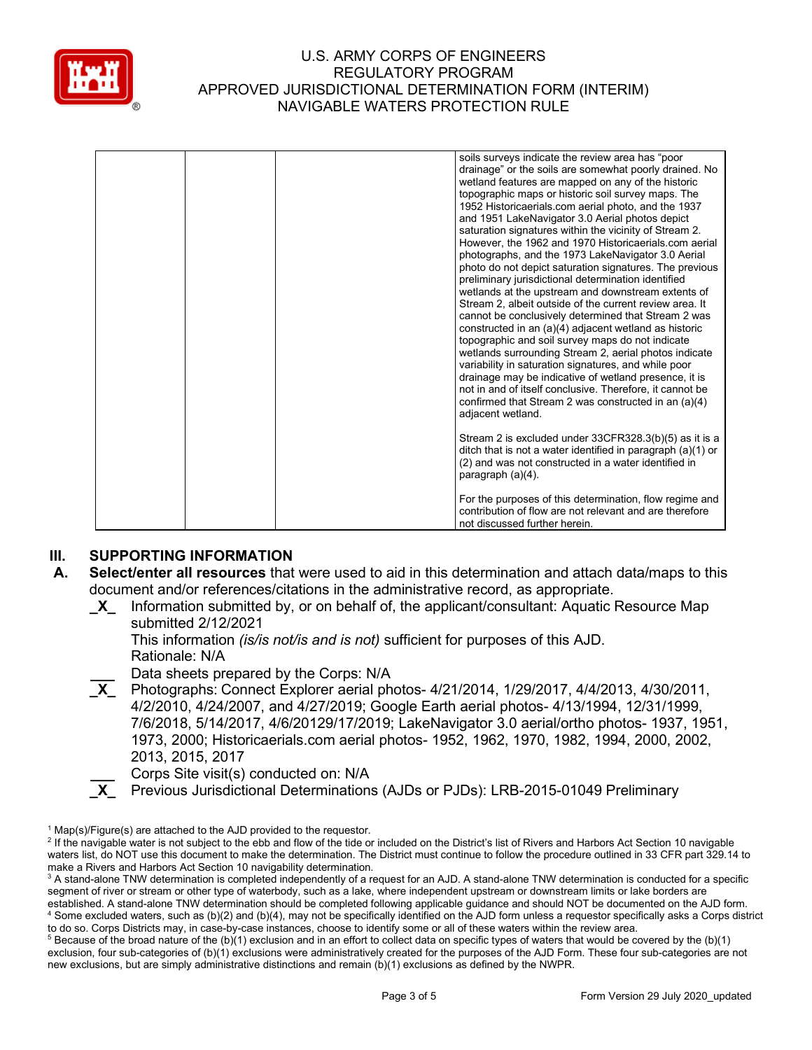| | | | soils surveys indicate the review area has "poor drainage" or the soils are somewhat poorly drained. No wetland features are mapped on any of the historic topographic maps or historic soil survey maps. The 1952 Historicaerials.com aerial photo, and the 1937 and 1951 LakeNavigator 3.0 Aerial photos depict saturation signatures within the vicinity of Stream 2. However, the 1962 and 1970 Historicaerials.com aerial photographs, and the 1973 LakeNavigator 3.0 Aerial photo do not depict saturation signatures. The previous preliminary jurisdictional determination identified wetlands at the upstream and downstream extents of Stream 2, albeit outside of the current review area. It cannot be conclusively determined that Stream 2 was constructed in an (a)(4) adjacent wetland as historic topographic and soil survey maps do not indicate wetlands surrounding Stream 2, aerial photos indicate variability in saturation signatures, and while poor drainage may be indicative of wetland presence, it is not in and of itself conclusive. Therefore, it cannot be confirmed that Stream 2 was constructed in an (a)(4) adjacent wetland.<br><br>Stream 2 is excluded under 33CFR328.3(b)(5) as it is a ditch that is not a water identified in paragraph (a)(1) or (2) and was not constructed in a water identified in paragraph (a)(4).<br><br>For the purposes of this determination, flow regime and contribution of flow are not relevant and are therefore not discussed further herein. |
|---|---|---|---|

## III. SUPPORTING INFORMATION

**A. Select/enter all resources** that were used to aid in this determination and attach data/maps to this document and/or references/citations in the administrative record, as appropriate.

**_X_** Information submitted by, or on behalf of, the applicant/consultant: Aquatic Resource Map submitted 2/12/2021
This information *(is/is not/is and is not)* sufficient for purposes of this AJD.
Rationale: N/A

___ Data sheets prepared by the Corps: N/A

**_X_** Photographs: Connect Explorer aerial photos- 4/21/2014, 1/29/2017, 4/4/2013, 4/30/2011, 4/2/2010, 4/24/2007, and 4/27/2019; Google Earth aerial photos- 4/13/1994, 12/31/1999, 7/6/2018, 5/14/2017, 4/6/20129/17/2019; LakeNavigator 3.0 aerial/ortho photos- 1937, 1951, 1973, 2000; Historicaerials.com aerial photos- 1952, 1962, 1970, 1982, 1994, 2000, 2002, 2013, 2015, 2017

___ Corps Site visit(s) conducted on: N/A

**_X_** Previous Jurisdictional Determinations (AJDs or PJDs): LRB-2015-01049 Preliminary

---

[1] Map(s)/Figure(s) are attached to the AJD provided to the requestor.

[2] If the navigable water is not subject to the ebb and flow of the tide or included on the District's list of Rivers and Harbors Act Section 10 navigable waters list, do NOT use this document to make the determination. The District must continue to follow the procedure outlined in 33 CFR part 329.14 to make a Rivers and Harbors Act Section 10 navigability determination.

[3] A stand-alone TNW determination is completed independently of a request for an AJD. A stand-alone TNW determination is conducted for a specific segment of river or stream or other type of waterbody, such as a lake, where independent upstream or downstream limits or lake borders are established. A stand-alone TNW determination should be completed following applicable guidance and should NOT be documented on the AJD form.

[4] Some excluded waters, such as (b)(2) and (b)(4), may not be specifically identified on the AJD form unless a requestor specifically asks a Corps district to do so. Corps Districts may, in case-by-case instances, choose to identify some or all of these waters within the review area.

[5] Because of the broad nature of the (b)(1) exclusion and in an effort to collect data on specific types of waters that would be covered by the (b)(1) exclusion, four sub-categories of (b)(1) exclusions were administratively created for the purposes of the AJD Form. These four sub-categories are not new exclusions, but are simply administrative distinctions and remain (b)(1) exclusions as defined by the NWPR.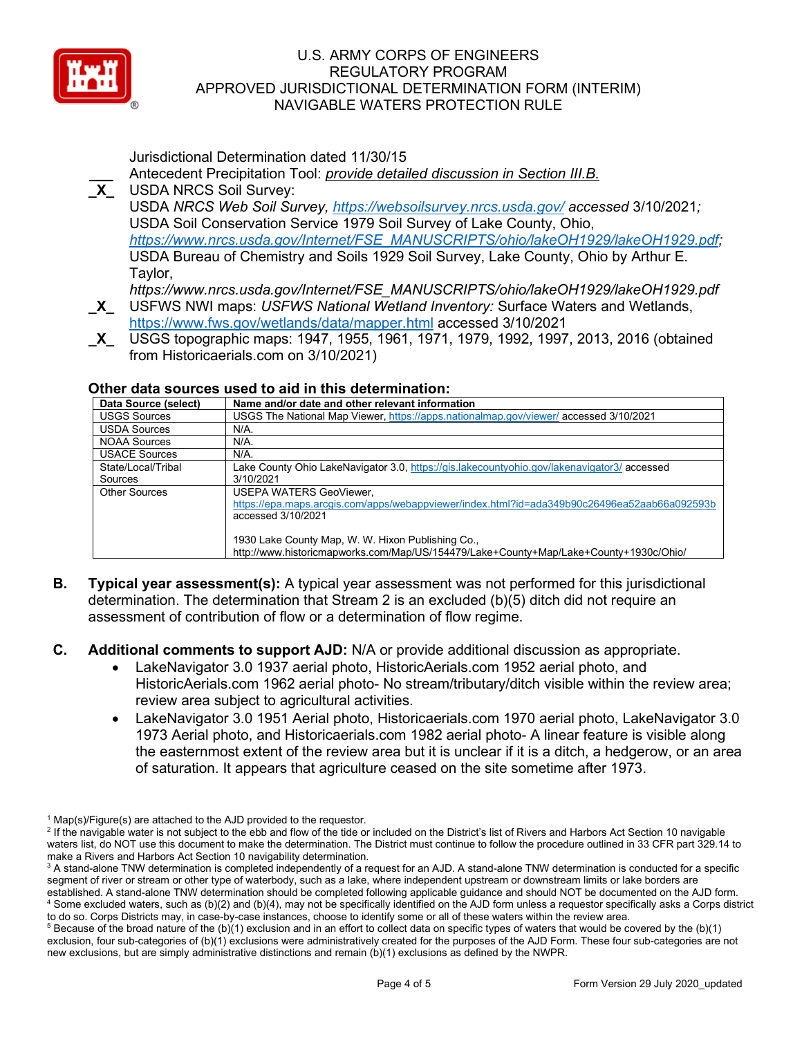Jurisdictional Determination dated 11/30/15

___ Antecedent Precipitation Tool: *provide detailed discussion in Section III.B.*

_X_ USDA NRCS Soil Survey:
USDA *NRCS Web Soil Survey,* *https://websoilsurvey.nrcs.usda.gov/* *accessed* 3/10/2021*;*
USDA Soil Conservation Service 1979 Soil Survey of Lake County, Ohio,
*https://www.nrcs.usda.gov/Internet/FSE_MANUSCRIPTS/ohio/lakeOH1929/lakeOH1929.pdf;*
USDA Bureau of Chemistry and Soils 1929 Soil Survey, Lake County, Ohio by Arthur E. Taylor,
*https://www.nrcs.usda.gov/Internet/FSE_MANUSCRIPTS/ohio/lakeOH1929/lakeOH1929.pdf*

_X_ USFWS NWI maps: *USFWS National Wetland Inventory:* Surface Waters and Wetlands, https://www.fws.gov/wetlands/data/mapper.html accessed 3/10/2021

_X_ USGS topographic maps: 1947, 1955, 1961, 1971, 1979, 1992, 1997, 2013, 2016 (obtained from Historicaerials.com on 3/10/2021)

**Other data sources used to aid in this determination:**

| Data Source (select) | Name and/or date and other relevant information |
|---|---|
| USGS Sources | USGS The National Map Viewer, https://apps.nationalmap.gov/viewer/ accessed 3/10/2021 |
| USDA Sources | N/A. |
| NOAA Sources | N/A. |
| USACE Sources | N/A. |
| State/Local/Tribal Sources | Lake County Ohio LakeNavigator 3.0, https://gis.lakecountyohio.gov/lakenavigator3/ accessed 3/10/2021 |
| Other Sources | USEPA WATERS GeoViewer, https://epa.maps.arcgis.com/apps/webappviewer/index.html?id=ada349b90c26496ea52aab66a092593b accessed 3/10/2021<br><br>1930 Lake County Map, W. W. Hixon Publishing Co., http://www.historicmapworks.com/Map/US/154479/Lake+County+Map/Lake+County+1930c/Ohio/ |

**B. Typical year assessment(s):** A typical year assessment was not performed for this jurisdictional determination. The determination that Stream 2 is an excluded (b)(5) ditch did not require an assessment of contribution of flow or a determination of flow regime.

**C. Additional comments to support AJD:** N/A or provide additional discussion as appropriate.

- LakeNavigator 3.0 1937 aerial photo, HistoricAerials.com 1952 aerial photo, and HistoricAerials.com 1962 aerial photo- No stream/tributary/ditch visible within the review area; review area subject to agricultural activities.
- LakeNavigator 3.0 1951 Aerial photo, Historicaerials.com 1970 aerial photo, LakeNavigator 3.0 1973 Aerial photo, and Historicaerials.com 1982 aerial photo- A linear feature is visible along the easternmost extent of the review area but it is unclear if it is a ditch, a hedgerow, or an area of saturation. It appears that agriculture ceased on the site sometime after 1973.

[1] Map(s)/Figure(s) are attached to the AJD provided to the requestor.
[2] If the navigable water is not subject to the ebb and flow of the tide or included on the District's list of Rivers and Harbors Act Section 10 navigable waters list, do NOT use this document to make the determination. The District must continue to follow the procedure outlined in 33 CFR part 329.14 to make a Rivers and Harbors Act Section 10 navigability determination.
[3] A stand-alone TNW determination is completed independently of a request for an AJD. A stand-alone TNW determination is conducted for a specific segment of river or stream or other type of waterbody, such as a lake, where independent upstream or downstream limits or lake borders are established. A stand-alone TNW determination should be completed following applicable guidance and should NOT be documented on the AJD form.
[4] Some excluded waters, such as (b)(2) and (b)(4), may not be specifically identified on the AJD form unless a requestor specifically asks a Corps district to do so. Corps Districts may, in case-by-case instances, choose to identify some or all of these waters within the review area.
[5] Because of the broad nature of the (b)(1) exclusion and in an effort to collect data on specific types of waters that would be covered by the (b)(1) exclusion, four sub-categories of (b)(1) exclusions were administratively created for the purposes of the AJD Form. These four sub-categories are not new exclusions, but are simply administrative distinctions and remain (b)(1) exclusions as defined by the NWPR.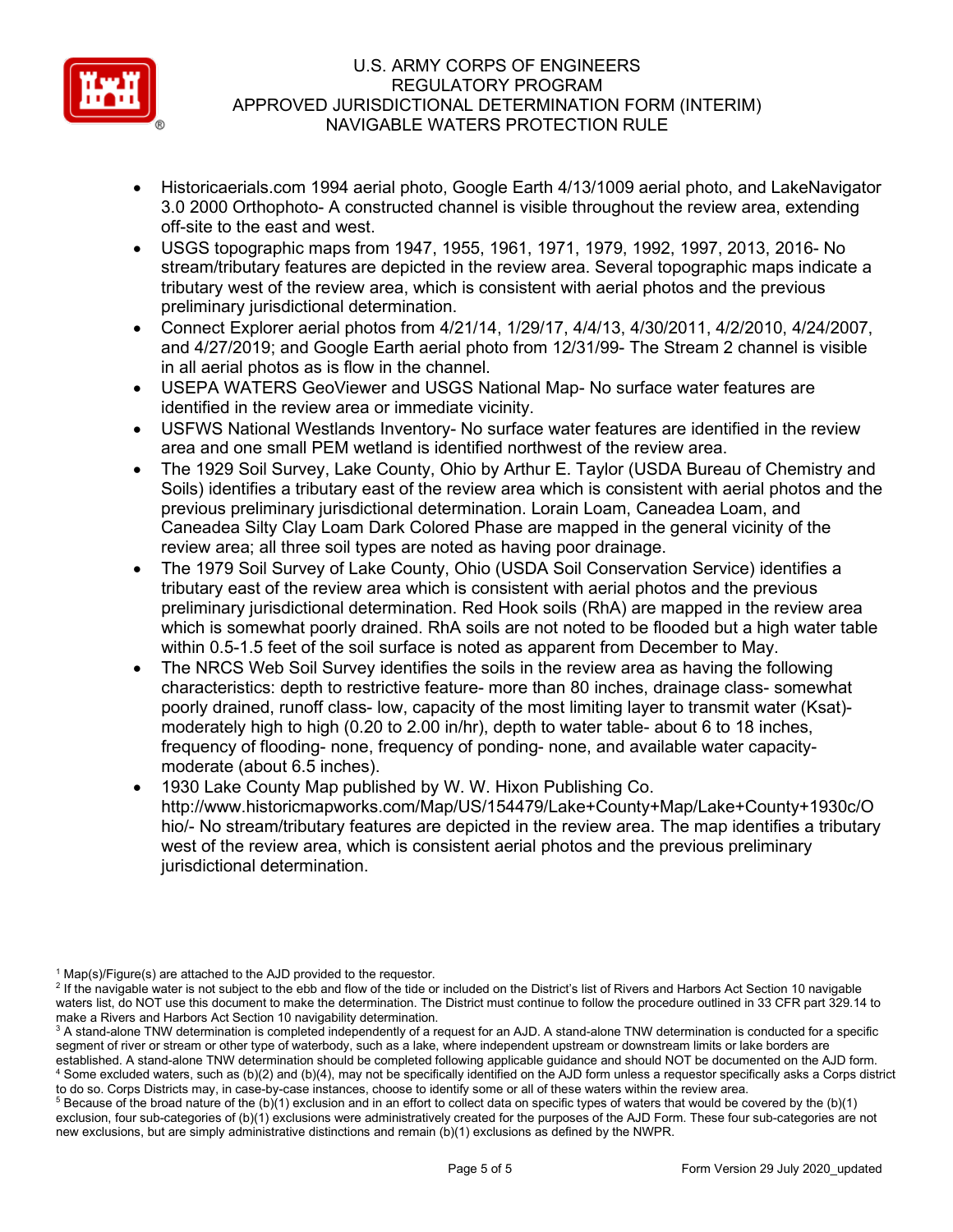- Historicaerials.com 1994 aerial photo, Google Earth 4/13/1009 aerial photo, and LakeNavigator 3.0 2000 Orthophoto- A constructed channel is visible throughout the review area, extending off-site to the east and west.
- USGS topographic maps from 1947, 1955, 1961, 1971, 1979, 1992, 1997, 2013, 2016- No stream/tributary features are depicted in the review area. Several topographic maps indicate a tributary west of the review area, which is consistent with aerial photos and the previous preliminary jurisdictional determination.
- Connect Explorer aerial photos from 4/21/14, 1/29/17, 4/4/13, 4/30/2011, 4/2/2010, 4/24/2007, and 4/27/2019; and Google Earth aerial photo from 12/31/99- The Stream 2 channel is visible in all aerial photos as is flow in the channel.
- USEPA WATERS GeoViewer and USGS National Map- No surface water features are identified in the review area or immediate vicinity.
- USFWS National Westlands Inventory- No surface water features are identified in the review area and one small PEM wetland is identified northwest of the review area.
- The 1929 Soil Survey, Lake County, Ohio by Arthur E. Taylor (USDA Bureau of Chemistry and Soils) identifies a tributary east of the review area which is consistent with aerial photos and the previous preliminary jurisdictional determination. Lorain Loam, Caneadea Loam, and Caneadea Silty Clay Loam Dark Colored Phase are mapped in the general vicinity of the review area; all three soil types are noted as having poor drainage.
- The 1979 Soil Survey of Lake County, Ohio (USDA Soil Conservation Service) identifies a tributary east of the review area which is consistent with aerial photos and the previous preliminary jurisdictional determination. Red Hook soils (RhA) are mapped in the review area which is somewhat poorly drained. RhA soils are not noted to be flooded but a high water table within 0.5-1.5 feet of the soil surface is noted as apparent from December to May.
- The NRCS Web Soil Survey identifies the soils in the review area as having the following characteristics: depth to restrictive feature- more than 80 inches, drainage class- somewhat poorly drained, runoff class- low, capacity of the most limiting layer to transmit water (Ksat)- moderately high to high (0.20 to 2.00 in/hr), depth to water table- about 6 to 18 inches, frequency of flooding- none, frequency of ponding- none, and available water capacity- moderate (about 6.5 inches).
- 1930 Lake County Map published by W. W. Hixon Publishing Co. http://www.historicmapworks.com/Map/US/154479/Lake+County+Map/Lake+County+1930c/Ohio/- No stream/tributary features are depicted in the review area. The map identifies a tributary west of the review area, which is consistent aerial photos and the previous preliminary jurisdictional determination.

[1] Map(s)/Figure(s) are attached to the AJD provided to the requestor.
[2] If the navigable water is not subject to the ebb and flow of the tide or included on the District's list of Rivers and Harbors Act Section 10 navigable waters list, do NOT use this document to make the determination. The District must continue to follow the procedure outlined in 33 CFR part 329.14 to make a Rivers and Harbors Act Section 10 navigability determination.
[3] A stand-alone TNW determination is completed independently of a request for an AJD. A stand-alone TNW determination is conducted for a specific segment of river or stream or other type of waterbody, such as a lake, where independent upstream or downstream limits or lake borders are established. A stand-alone TNW determination should be completed following applicable guidance and should NOT be documented on the AJD form.
[4] Some excluded waters, such as (b)(2) and (b)(4), may not be specifically identified on the AJD form unless a requestor specifically asks a Corps district to do so. Corps Districts may, in case-by-case instances, choose to identify some or all of these waters within the review area.
[5] Because of the broad nature of the (b)(1) exclusion and in an effort to collect data on specific types of waters that would be covered by the (b)(1) exclusion, four sub-categories of (b)(1) exclusions were administratively created for the purposes of the AJD Form. These four sub-categories are not new exclusions, but are simply administrative distinctions and remain (b)(1) exclusions as defined by the NWPR.